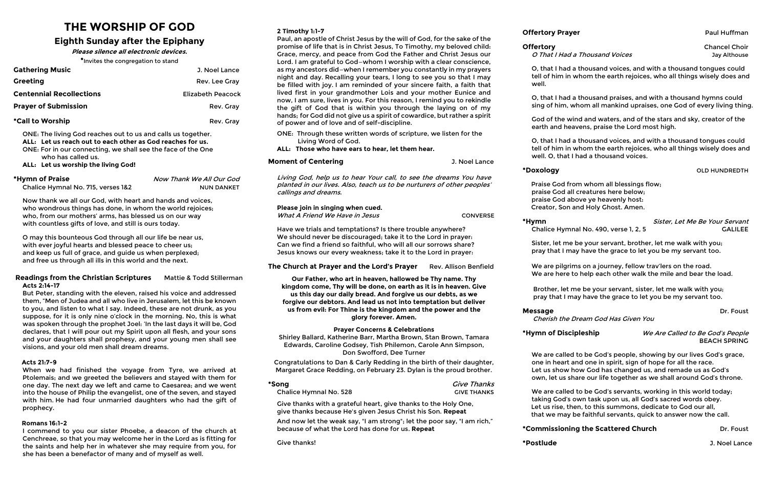# THE WORSHIP OF GOD

## Eighth Sunday after the Epiphany

***Please silence all electronic devices.***

•Invites the congregation to stand

**Gathering Music** — J. Noel Lance

**Greeting** — Rev. Lee Gray

**Centennial Recollections** — Elizabeth Peacock

**Prayer of Submission** — Rev. Gray

**\*Call to Worship** — Rev. Gray

ONE: The living God reaches out to us and calls us together.
**ALL: Let us reach out to each other as God reaches for us.**
ONE: For in our connecting, we shall see the face of the One who has called us.
**ALL: Let us worship the living God!**

**\*Hymn of Praise** — *Now Thank We All Our God*
Chalice Hymnal No. 715, verses 1&2 — NUN DANKET

Now thank we all our God, with heart and hands and voices,
who wondrous things has done, in whom the world rejoices;
who, from our mothers' arms, has blessed us on our way
with countless gifts of love, and still is ours today.

O may this bounteous God through all our life be near us,
with ever joyful hearts and blessed peace to cheer us;
and keep us full of grace, and guide us when perplexed;
and free us through all ills in this world and the next.

**Readings from the Christian Scriptures** — Mattie & Todd Stillerman

**Acts 2:14-17**
But Peter, standing with the eleven, raised his voice and addressed them, "Men of Judea and all who live in Jerusalem, let this be known to you, and listen to what I say. Indeed, these are not drunk, as you suppose, for it is only nine o'clock in the morning. No, this is what was spoken through the prophet Joel: 'In the last days it will be, God declares, that I will pour out my Spirit upon all flesh, and your sons and your daughters shall prophesy, and your young men shall see visions, and your old men shall dream dreams.

**Acts 21:7-9**
When we had finished the voyage from Tyre, we arrived at Ptolemais; and we greeted the believers and stayed with them for one day. The next day we left and came to Caesarea; and we went into the house of Philip the evangelist, one of the seven, and stayed with him. He had four unmarried daughters who had the gift of prophecy.

**Romans 16:1-2**
I commend to you our sister Phoebe, a deacon of the church at Cenchreae, so that you may welcome her in the Lord as is fitting for the saints and help her in whatever she may require from you, for she has been a benefactor of many and of myself as well.

**2 Timothy 1:1-7**
Paul, an apostle of Christ Jesus by the will of God, for the sake of the promise of life that is in Christ Jesus, To Timothy, my beloved child: Grace, mercy, and peace from God the Father and Christ Jesus our Lord. I am grateful to God—whom I worship with a clear conscience, as my ancestors did—when I remember you constantly in my prayers night and day. Recalling your tears, I long to see you so that I may be filled with joy. I am reminded of your sincere faith, a faith that lived first in your grandmother Lois and your mother Eunice and now, I am sure, lives in you. For this reason, I remind you to rekindle the gift of God that is within you through the laying on of my hands; for God did not give us a spirit of cowardice, but rather a spirit of power and of love and of self-discipline.

ONE: Through these written words of scripture, we listen for the Living Word of God.
**ALL: Those who have ears to hear, let them hear.**

**Moment of Centering** — J. Noel Lance

*Living God, help us to hear Your call, to see the dreams You have planted in our lives. Also, teach us to be nurturers of other peoples' callings and dreams.*

**Please join in singing when cued.**
*What A Friend We Have in Jesus* — CONVERSE

Have we trials and temptations? Is there trouble anywhere?
We should never be discouraged; take it to the Lord in prayer:
Can we find a friend so faithful, who will all our sorrows share?
Jesus knows our every weakness; take it to the Lord in prayer:

**The Church at Prayer and the Lord's Prayer** — Rev. Allison Benfield

**Our Father, who art in heaven, hallowed be Thy name. Thy kingdom come, Thy will be done, on earth as it is in heaven. Give us this day our daily bread. And forgive us our debts, as we forgive our debtors. And lead us not into temptation but deliver us from evil: For Thine is the kingdom and the power and the glory forever. Amen.**

**Prayer Concerns & Celebrations**
Shirley Ballard, Katherine Barr, Martha Brown, Stan Brown, Tamara Edwards, Caroline Godsey, Tish Philemon, Carole Ann Simpson, Don Swofford, Dee Turner

Congratulations to Dan & Carly Redding in the birth of their daughter, Margaret Grace Redding, on February 23. Dylan is the proud brother.

**\*Song** — *Give Thanks*
Chalice Hymnal No. 528 — GIVE THANKS

Give thanks with a grateful heart, give thanks to the Holy One,
give thanks because He's given Jesus Christ his Son. **Repeat**
And now let the weak say, "I am strong"; let the poor say, "I am rich," because of what the Lord has done for us. **Repeat**

Give thanks!

**Offertory Prayer** — Paul Huffman

**Offertory** — Chancel Choir
*O That I Had a Thousand Voices* — Jay Althouse

O, that I had a thousand voices, and with a thousand tongues could tell of him in whom the earth rejoices, who all things wisely does and well.

O, that I had a thousand praises, and with a thousand hymns could sing of him, whom all mankind upraises, one God of every living thing.

God of the wind and waters, and of the stars and sky, creator of the earth and heavens, praise the Lord most high.

O, that I had a thousand voices, and with a thousand tongues could tell of him in whom the earth rejoices, who all things wisely does and well. O, that I had a thousand voices.

**\*Doxology** — OLD HUNDREDTH

Praise God from whom all blessings flow;
praise God all creatures here below;
praise God above ye heavenly host:
Creator, Son and Holy Ghost. Amen.

**\*Hymn** — *Sister, Let Me Be Your Servant*
Chalice Hymnal No. 490, verse 1, 2, 5 — GALILEE

Sister, let me be your servant, brother, let me walk with you;
pray that I may have the grace to let you be my servant too.

We are pilgrims on a journey, fellow trav'lers on the road.
We are here to help each other walk the mile and bear the load.

Brother, let me be your servant, sister, let me walk with you;
pray that I may have the grace to let you be my servant too.

**Message** — Dr. Foust
*Cherish the Dream God Has Given You*

**\*Hymn of Discipleship** — *We Are Called to Be God's People*
BEACH SPRING

We are called to be God's people, showing by our lives God's grace,
one in heart and one in spirit, sign of hope for all the race.
Let us show how God has changed us, and remade us as God's
own, let us share our life together as we shall around God's throne.

We are called to be God's servants, working in this world today;
taking God's own task upon us, all God's sacred words obey.
Let us rise, then, to this summons, dedicate to God our all,
that we may be faithful servants, quick to answer now the call.

**\*Commissioning the Scattered Church** — Dr. Foust

**\*Postlude** — J. Noel Lance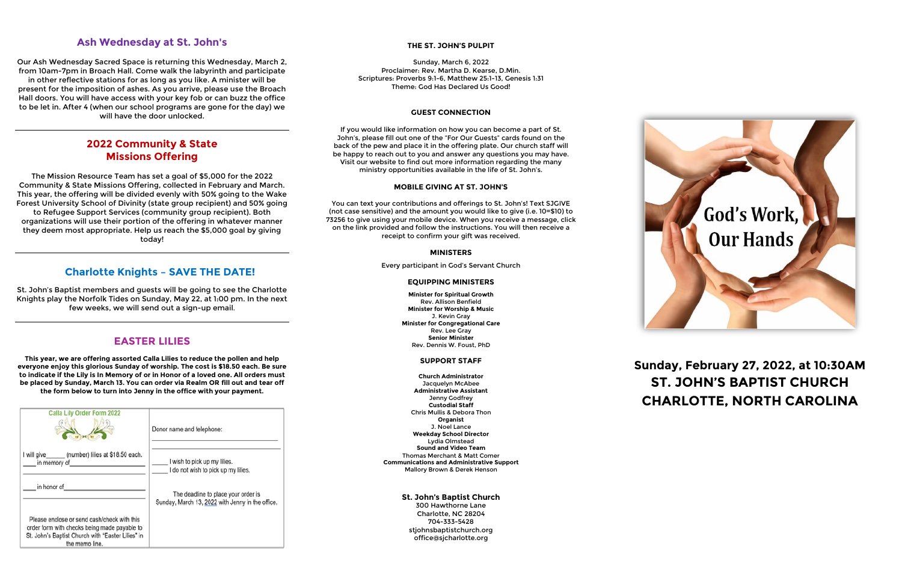## Ash Wednesday at St. John's

Our Ash Wednesday Sacred Space is returning this Wednesday, March 2, from 10am-7pm in Broach Hall. Come walk the labyrinth and participate in other reflective stations for as long as you like. A minister will be present for the imposition of ashes. As you arrive, please use the Broach Hall doors. You will have access with your key fob or can buzz the office to be let in. After 4 (when our school programs are gone for the day) we will have the door unlocked.

---

## 2022 Community & State Missions Offering

The Mission Resource Team has set a goal of $5,000 for the 2022 Community & State Missions Offering, collected in February and March. This year, the offering will be divided evenly with 50% going to the Wake Forest University School of Divinity (state group recipient) and 50% going to Refugee Support Services (community group recipient). Both organizations will use their portion of the offering in whatever manner they deem most appropriate. Help us reach the $5,000 goal by giving today!

---

## Charlotte Knights – SAVE THE DATE!

St. John's Baptist members and guests will be going to see the Charlotte Knights play the Norfolk Tides on Sunday, May 22, at 1:00 pm. In the next few weeks, we will send out a sign-up email.

---

## EASTER LILIES

**This year, we are offering assorted Calla Lilies to reduce the pollen and help everyone enjoy this glorious Sunday of worship. The cost is $18.50 each. Be sure to indicate if the Lily is In Memory of or in Honor of a loved one. All orders must be placed by Sunday, March 13. You can order via Realm OR fill out and tear off the form below to turn into Jenny in the office with your payment.**

| Calla Lily Order Form 2022 | Donor name and telephone: ____________ |
|---|---|
| I will give______ (number) lilies at $18.50 each. ____ in memory of____________ | _____ I wish to pick up my lilies. _____ I do not wish to pick up my lilies. |
| ____ in honor of____________ | The deadline to place your order is Sunday, March 13, 2022 with Jenny in the office. |
| Please enclose or send cash/check with this order form with checks being made payable to St. John's Baptist Church with "Easter Lilies" in the memo line. | |

### THE ST. JOHN'S PULPIT

Sunday, March 6, 2022
Proclaimer: Rev. Martha D. Kearse, D.Min.
Scriptures: Proverbs 9:1-6, Matthew 25:1-13, Genesis 1:31
Theme: God Has Declared Us Good!

### GUEST CONNECTION

If you would like information on how you can become a part of St. John's, please fill out one of the "For Our Guests" cards found on the back of the pew and place it in the offering plate. Our church staff will be happy to reach out to you and answer any questions you may have. Visit our website to find out more information regarding the many ministry opportunities available in the life of St. John's.

### MOBILE GIVING AT ST. JOHN'S

You can text your contributions and offerings to St. John's! Text SJGIVE (not case sensitive) and the amount you would like to give (i.e. 10=$10) to 73256 to give using your mobile device. When you receive a message, click on the link provided and follow the instructions. You will then receive a receipt to confirm your gift was received.

### MINISTERS

Every participant in God's Servant Church

### EQUIPPING MINISTERS

**Minister for Spiritual Growth**
Rev. Allison Benfield
**Minister for Worship & Music**
J. Kevin Gray
**Minister for Congregational Care**
Rev. Lee Gray
**Senior Minister**
Rev. Dennis W. Foust, PhD

### SUPPORT STAFF

**Church Administrator**
Jacquelyn McAbee
**Administrative Assistant**
Jenny Godfrey
**Custodial Staff**
Chris Mullis & Debora Thon
**Organist**
J. Noel Lance
**Weekday School Director**
Lydia Olmstead
**Sound and Video Team**
Thomas Merchant & Matt Comer
**Communications and Administrative Support**
Mallory Brown & Derek Henson

**St. John's Baptist Church**
300 Hawthorne Lane
Charlotte, NC 28204
704-333-5428
stjohnsbaptistchurch.org
office@sjcharlotte.org

God's Work, Our Hands

## Sunday, February 27, 2022, at 10:30AM
## ST. JOHN'S BAPTIST CHURCH
## CHARLOTTE, NORTH CAROLINA